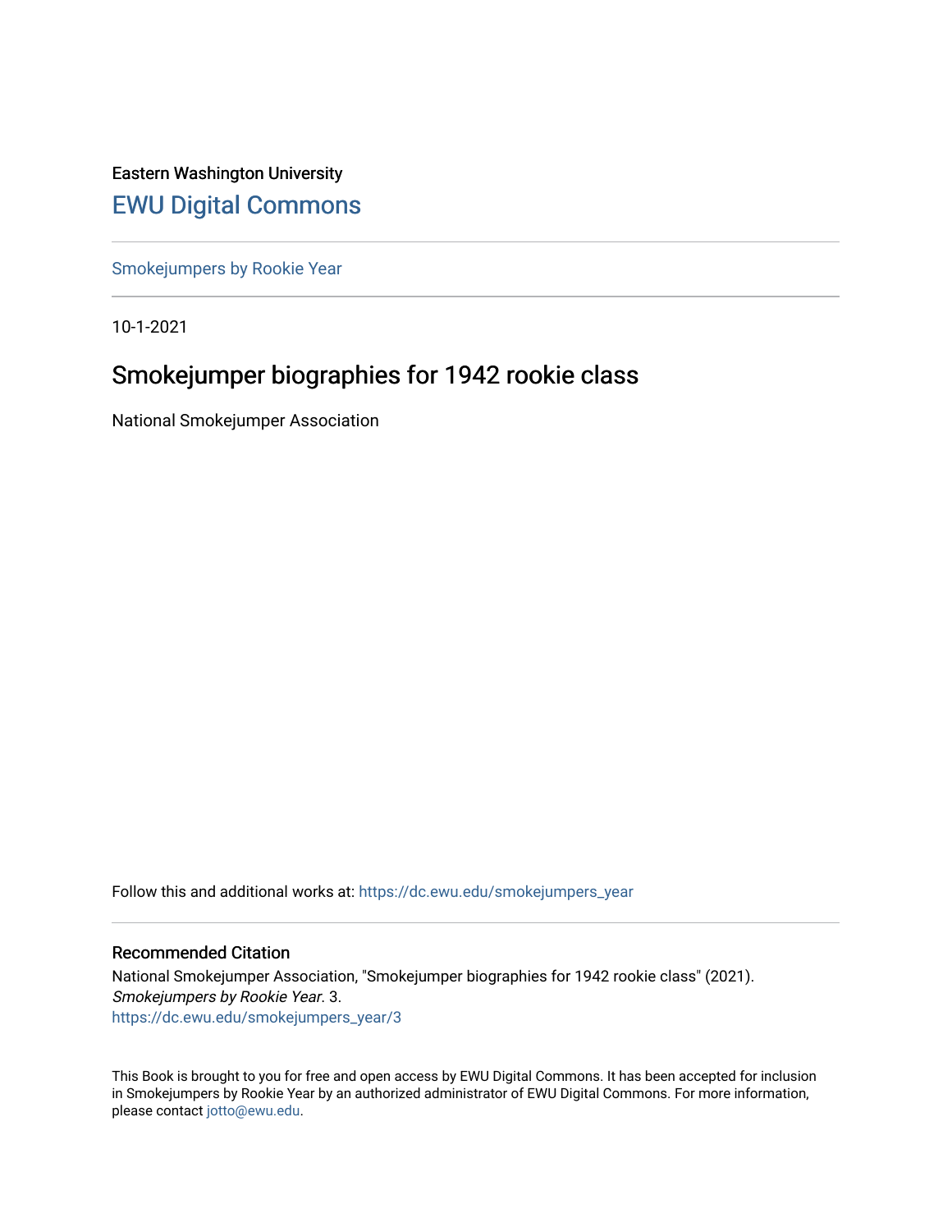Eastern Washington University

# EWU Digital Commons

Smokejumpers by Rookie Year

10-1-2021

## Smokejumper biographies for 1942 rookie class

National Smokejumper Association

Follow this and additional works at: https://dc.ewu.edu/smokejumpers_year

### Recommended Citation

National Smokejumper Association, "Smokejumper biographies for 1942 rookie class" (2021). *Smokejumpers by Rookie Year*. 3.
https://dc.ewu.edu/smokejumpers_year/3

This Book is brought to you for free and open access by EWU Digital Commons. It has been accepted for inclusion in Smokejumpers by Rookie Year by an authorized administrator of EWU Digital Commons. For more information, please contact jotto@ewu.edu.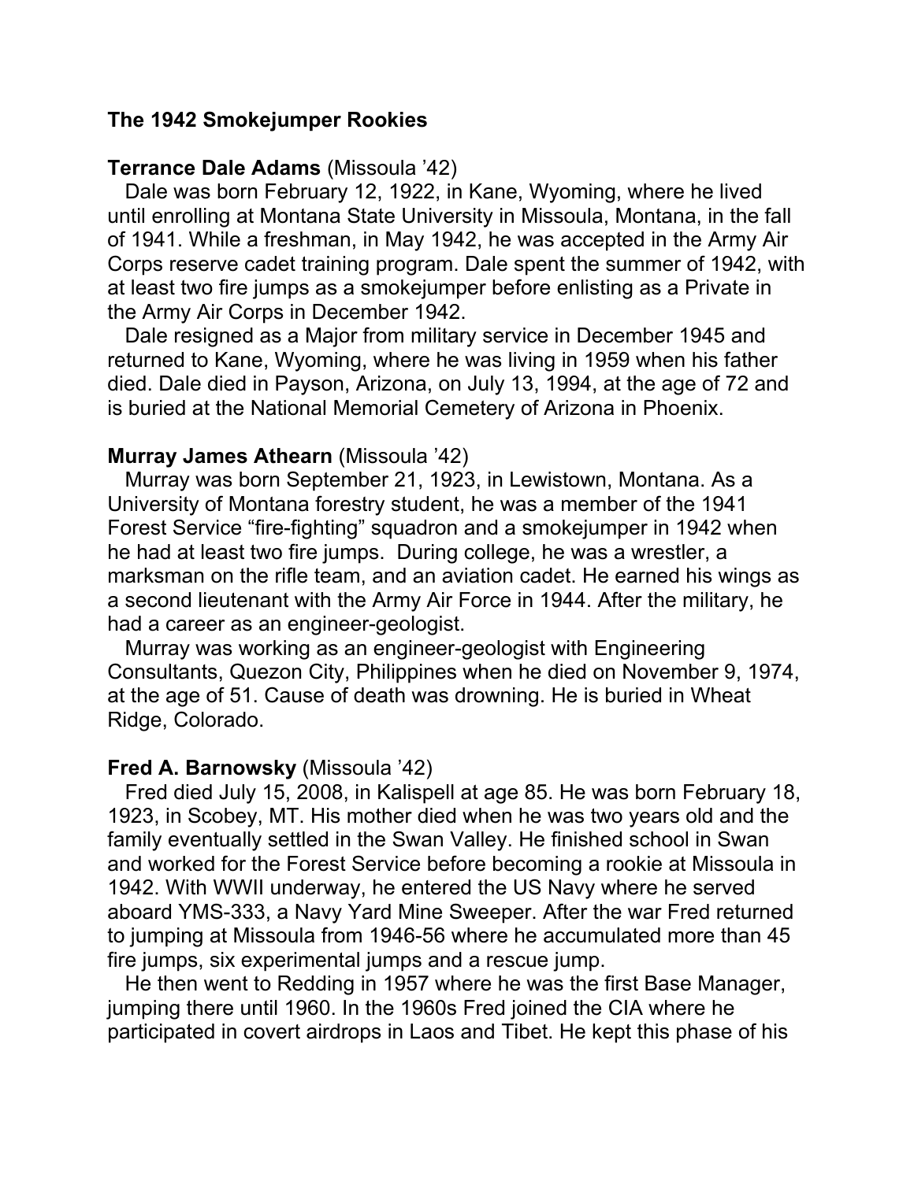**The 1942 Smokejumper Rookies**

**Terrance Dale Adams** (Missoula ’42)

Dale was born February 12, 1922, in Kane, Wyoming, where he lived until enrolling at Montana State University in Missoula, Montana, in the fall of 1941. While a freshman, in May 1942, he was accepted in the Army Air Corps reserve cadet training program. Dale spent the summer of 1942, with at least two fire jumps as a smokejumper before enlisting as a Private in the Army Air Corps in December 1942.

Dale resigned as a Major from military service in December 1945 and returned to Kane, Wyoming, where he was living in 1959 when his father died. Dale died in Payson, Arizona, on July 13, 1994, at the age of 72 and is buried at the National Memorial Cemetery of Arizona in Phoenix.

**Murray James Athearn** (Missoula ’42)

Murray was born September 21, 1923, in Lewistown, Montana. As a University of Montana forestry student, he was a member of the 1941 Forest Service “fire-fighting” squadron and a smokejumper in 1942 when he had at least two fire jumps. During college, he was a wrestler, a marksman on the rifle team, and an aviation cadet. He earned his wings as a second lieutenant with the Army Air Force in 1944. After the military, he had a career as an engineer-geologist.

Murray was working as an engineer-geologist with Engineering Consultants, Quezon City, Philippines when he died on November 9, 1974, at the age of 51. Cause of death was drowning. He is buried in Wheat Ridge, Colorado.

**Fred A. Barnowsky** (Missoula ’42)

Fred died July 15, 2008, in Kalispell at age 85. He was born February 18, 1923, in Scobey, MT. His mother died when he was two years old and the family eventually settled in the Swan Valley. He finished school in Swan and worked for the Forest Service before becoming a rookie at Missoula in 1942. With WWII underway, he entered the US Navy where he served aboard YMS-333, a Navy Yard Mine Sweeper. After the war Fred returned to jumping at Missoula from 1946-56 where he accumulated more than 45 fire jumps, six experimental jumps and a rescue jump.

He then went to Redding in 1957 where he was the first Base Manager, jumping there until 1960. In the 1960s Fred joined the CIA where he participated in covert airdrops in Laos and Tibet. He kept this phase of his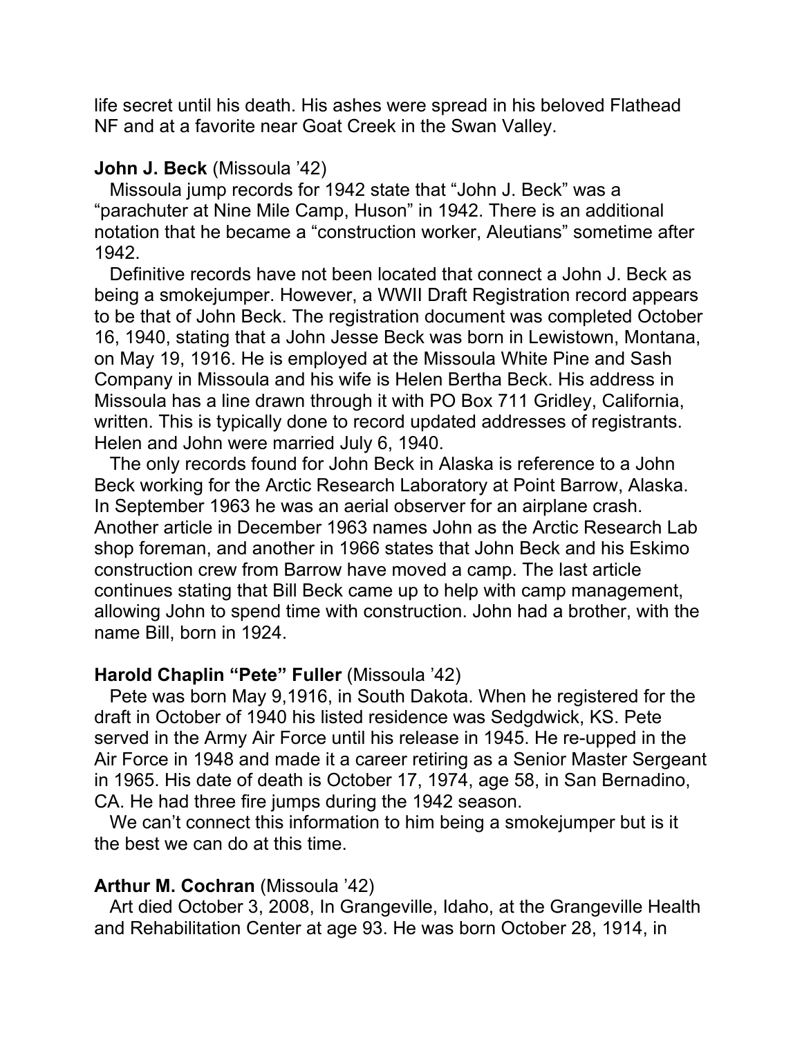life secret until his death. His ashes were spread in his beloved Flathead NF and at a favorite near Goat Creek in the Swan Valley.

**John J. Beck** (Missoula '42)

Missoula jump records for 1942 state that "John J. Beck" was a "parachuter at Nine Mile Camp, Huson" in 1942. There is an additional notation that he became a "construction worker, Aleutians" sometime after 1942.

Definitive records have not been located that connect a John J. Beck as being a smokejumper. However, a WWII Draft Registration record appears to be that of John Beck. The registration document was completed October 16, 1940, stating that a John Jesse Beck was born in Lewistown, Montana, on May 19, 1916. He is employed at the Missoula White Pine and Sash Company in Missoula and his wife is Helen Bertha Beck. His address in Missoula has a line drawn through it with PO Box 711 Gridley, California, written. This is typically done to record updated addresses of registrants. Helen and John were married July 6, 1940.

The only records found for John Beck in Alaska is reference to a John Beck working for the Arctic Research Laboratory at Point Barrow, Alaska. In September 1963 he was an aerial observer for an airplane crash. Another article in December 1963 names John as the Arctic Research Lab shop foreman, and another in 1966 states that John Beck and his Eskimo construction crew from Barrow have moved a camp. The last article continues stating that Bill Beck came up to help with camp management, allowing John to spend time with construction. John had a brother, with the name Bill, born in 1924.

**Harold Chaplin "Pete" Fuller** (Missoula '42)

Pete was born May 9,1916, in South Dakota. When he registered for the draft in October of 1940 his listed residence was Sedgdwick, KS. Pete served in the Army Air Force until his release in 1945. He re-upped in the Air Force in 1948 and made it a career retiring as a Senior Master Sergeant in 1965. His date of death is October 17, 1974, age 58, in San Bernadino, CA. He had three fire jumps during the 1942 season.

We can't connect this information to him being a smokejumper but is it the best we can do at this time.

**Arthur M. Cochran** (Missoula '42)

Art died October 3, 2008, In Grangeville, Idaho, at the Grangeville Health and Rehabilitation Center at age 93. He was born October 28, 1914, in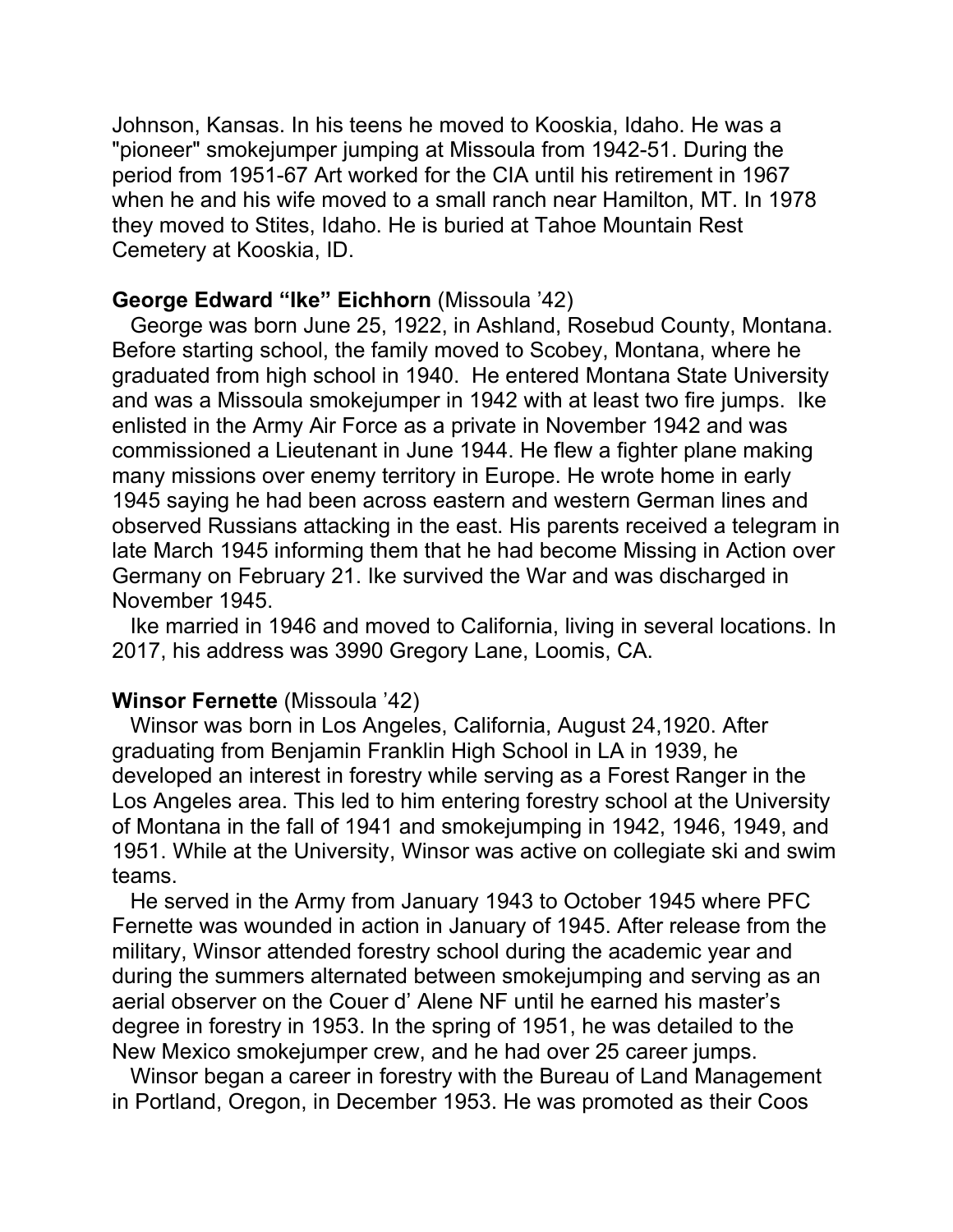Johnson, Kansas. In his teens he moved to Kooskia, Idaho. He was a "pioneer" smokejumper jumping at Missoula from 1942-51. During the period from 1951-67 Art worked for the CIA until his retirement in 1967 when he and his wife moved to a small ranch near Hamilton, MT. In 1978 they moved to Stites, Idaho. He is buried at Tahoe Mountain Rest Cemetery at Kooskia, ID.

**George Edward "Ike" Eichhorn** (Missoula '42)

George was born June 25, 1922, in Ashland, Rosebud County, Montana. Before starting school, the family moved to Scobey, Montana, where he graduated from high school in 1940. He entered Montana State University and was a Missoula smokejumper in 1942 with at least two fire jumps. Ike enlisted in the Army Air Force as a private in November 1942 and was commissioned a Lieutenant in June 1944. He flew a fighter plane making many missions over enemy territory in Europe. He wrote home in early 1945 saying he had been across eastern and western German lines and observed Russians attacking in the east. His parents received a telegram in late March 1945 informing them that he had become Missing in Action over Germany on February 21. Ike survived the War and was discharged in November 1945.

Ike married in 1946 and moved to California, living in several locations. In 2017, his address was 3990 Gregory Lane, Loomis, CA.

**Winsor Fernette** (Missoula '42)

Winsor was born in Los Angeles, California, August 24,1920. After graduating from Benjamin Franklin High School in LA in 1939, he developed an interest in forestry while serving as a Forest Ranger in the Los Angeles area. This led to him entering forestry school at the University of Montana in the fall of 1941 and smokejumping in 1942, 1946, 1949, and 1951. While at the University, Winsor was active on collegiate ski and swim teams.

He served in the Army from January 1943 to October 1945 where PFC Fernette was wounded in action in January of 1945. After release from the military, Winsor attended forestry school during the academic year and during the summers alternated between smokejumping and serving as an aerial observer on the Couer d' Alene NF until he earned his master's degree in forestry in 1953. In the spring of 1951, he was detailed to the New Mexico smokejumper crew, and he had over 25 career jumps.

Winsor began a career in forestry with the Bureau of Land Management in Portland, Oregon, in December 1953. He was promoted as their Coos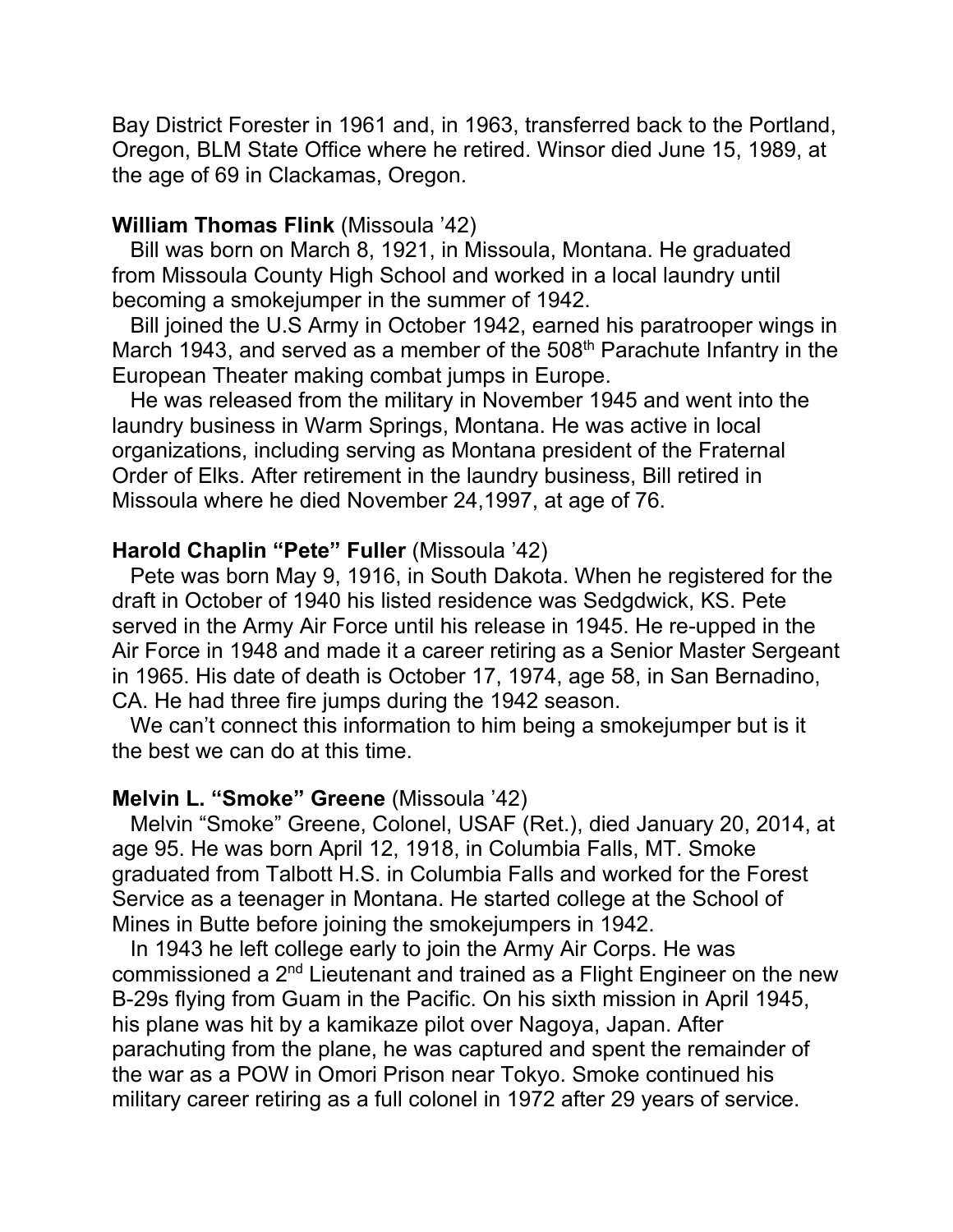Bay District Forester in 1961 and, in 1963, transferred back to the Portland, Oregon, BLM State Office where he retired. Winsor died June 15, 1989, at the age of 69 in Clackamas, Oregon.

**William Thomas Flink** (Missoula '42)

Bill was born on March 8, 1921, in Missoula, Montana. He graduated from Missoula County High School and worked in a local laundry until becoming a smokejumper in the summer of 1942.

Bill joined the U.S Army in October 1942, earned his paratrooper wings in March 1943, and served as a member of the 508th Parachute Infantry in the European Theater making combat jumps in Europe.

He was released from the military in November 1945 and went into the laundry business in Warm Springs, Montana. He was active in local organizations, including serving as Montana president of the Fraternal Order of Elks. After retirement in the laundry business, Bill retired in Missoula where he died November 24,1997, at age of 76.

**Harold Chaplin "Pete" Fuller** (Missoula '42)

Pete was born May 9, 1916, in South Dakota. When he registered for the draft in October of 1940 his listed residence was Sedgdwick, KS. Pete served in the Army Air Force until his release in 1945. He re-upped in the Air Force in 1948 and made it a career retiring as a Senior Master Sergeant in 1965. His date of death is October 17, 1974, age 58, in San Bernadino, CA. He had three fire jumps during the 1942 season.

We can't connect this information to him being a smokejumper but is it the best we can do at this time.

**Melvin L. "Smoke" Greene** (Missoula '42)

Melvin "Smoke" Greene, Colonel, USAF (Ret.), died January 20, 2014, at age 95. He was born April 12, 1918, in Columbia Falls, MT. Smoke graduated from Talbott H.S. in Columbia Falls and worked for the Forest Service as a teenager in Montana. He started college at the School of Mines in Butte before joining the smokejumpers in 1942.

In 1943 he left college early to join the Army Air Corps. He was commissioned a 2nd Lieutenant and trained as a Flight Engineer on the new B-29s flying from Guam in the Pacific. On his sixth mission in April 1945, his plane was hit by a kamikaze pilot over Nagoya, Japan. After parachuting from the plane, he was captured and spent the remainder of the war as a POW in Omori Prison near Tokyo. Smoke continued his military career retiring as a full colonel in 1972 after 29 years of service.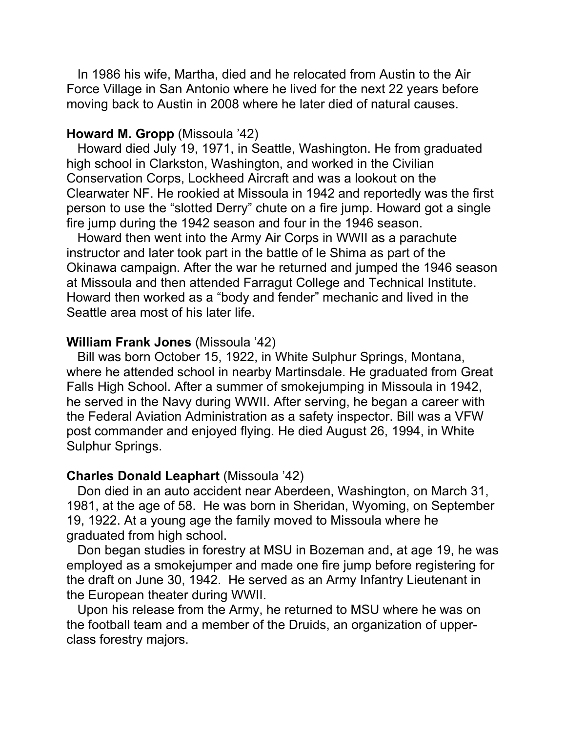In 1986 his wife, Martha, died and he relocated from Austin to the Air Force Village in San Antonio where he lived for the next 22 years before moving back to Austin in 2008 where he later died of natural causes.

**Howard M. Gropp** (Missoula ’42)

Howard died July 19, 1971, in Seattle, Washington. He from graduated high school in Clarkston, Washington, and worked in the Civilian Conservation Corps, Lockheed Aircraft and was a lookout on the Clearwater NF. He rookied at Missoula in 1942 and reportedly was the first person to use the “slotted Derry” chute on a fire jump. Howard got a single fire jump during the 1942 season and four in the 1946 season.

Howard then went into the Army Air Corps in WWII as a parachute instructor and later took part in the battle of Ie Shima as part of the Okinawa campaign. After the war he returned and jumped the 1946 season at Missoula and then attended Farragut College and Technical Institute. Howard then worked as a “body and fender” mechanic and lived in the Seattle area most of his later life.

**William Frank Jones** (Missoula ’42)

Bill was born October 15, 1922, in White Sulphur Springs, Montana, where he attended school in nearby Martinsdale. He graduated from Great Falls High School. After a summer of smokejumping in Missoula in 1942, he served in the Navy during WWII. After serving, he began a career with the Federal Aviation Administration as a safety inspector. Bill was a VFW post commander and enjoyed flying. He died August 26, 1994, in White Sulphur Springs.

**Charles Donald Leaphart** (Missoula ’42)

Don died in an auto accident near Aberdeen, Washington, on March 31, 1981, at the age of 58. He was born in Sheridan, Wyoming, on September 19, 1922. At a young age the family moved to Missoula where he graduated from high school.

Don began studies in forestry at MSU in Bozeman and, at age 19, he was employed as a smokejumper and made one fire jump before registering for the draft on June 30, 1942. He served as an Army Infantry Lieutenant in the European theater during WWII.

Upon his release from the Army, he returned to MSU where he was on the football team and a member of the Druids, an organization of upper-class forestry majors.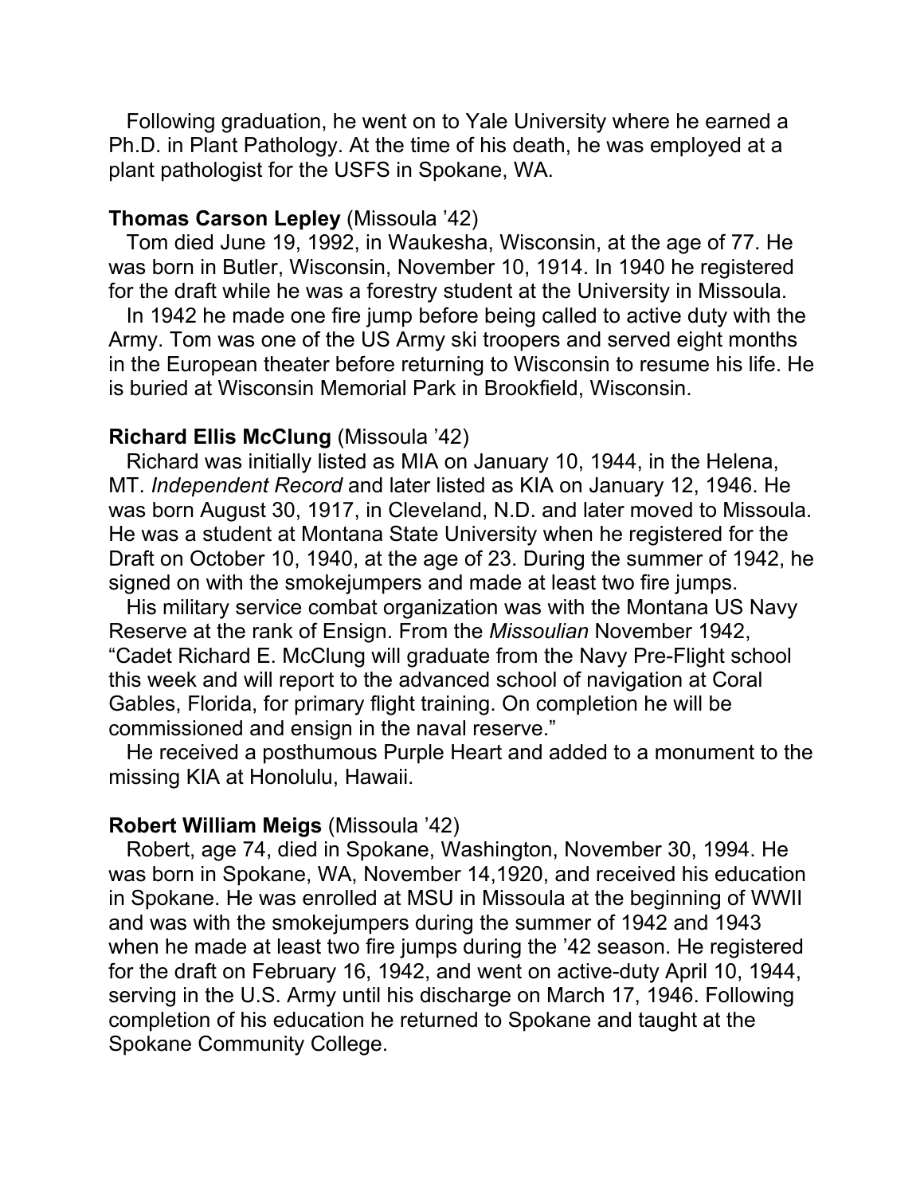Following graduation, he went on to Yale University where he earned a Ph.D. in Plant Pathology. At the time of his death, he was employed at a plant pathologist for the USFS in Spokane, WA.

**Thomas Carson Lepley** (Missoula '42)

Tom died June 19, 1992, in Waukesha, Wisconsin, at the age of 77. He was born in Butler, Wisconsin, November 10, 1914. In 1940 he registered for the draft while he was a forestry student at the University in Missoula.

In 1942 he made one fire jump before being called to active duty with the Army. Tom was one of the US Army ski troopers and served eight months in the European theater before returning to Wisconsin to resume his life. He is buried at Wisconsin Memorial Park in Brookfield, Wisconsin.

**Richard Ellis McClung** (Missoula '42)

Richard was initially listed as MIA on January 10, 1944, in the Helena, MT. *Independent Record* and later listed as KIA on January 12, 1946. He was born August 30, 1917, in Cleveland, N.D. and later moved to Missoula. He was a student at Montana State University when he registered for the Draft on October 10, 1940, at the age of 23. During the summer of 1942, he signed on with the smokejumpers and made at least two fire jumps.

His military service combat organization was with the Montana US Navy Reserve at the rank of Ensign. From the *Missoulian* November 1942, "Cadet Richard E. McClung will graduate from the Navy Pre-Flight school this week and will report to the advanced school of navigation at Coral Gables, Florida, for primary flight training. On completion he will be commissioned and ensign in the naval reserve."

He received a posthumous Purple Heart and added to a monument to the missing KIA at Honolulu, Hawaii.

**Robert William Meigs** (Missoula '42)

Robert, age 74, died in Spokane, Washington, November 30, 1994. He was born in Spokane, WA, November 14,1920, and received his education in Spokane. He was enrolled at MSU in Missoula at the beginning of WWII and was with the smokejumpers during the summer of 1942 and 1943 when he made at least two fire jumps during the '42 season. He registered for the draft on February 16, 1942, and went on active-duty April 10, 1944, serving in the U.S. Army until his discharge on March 17, 1946. Following completion of his education he returned to Spokane and taught at the Spokane Community College.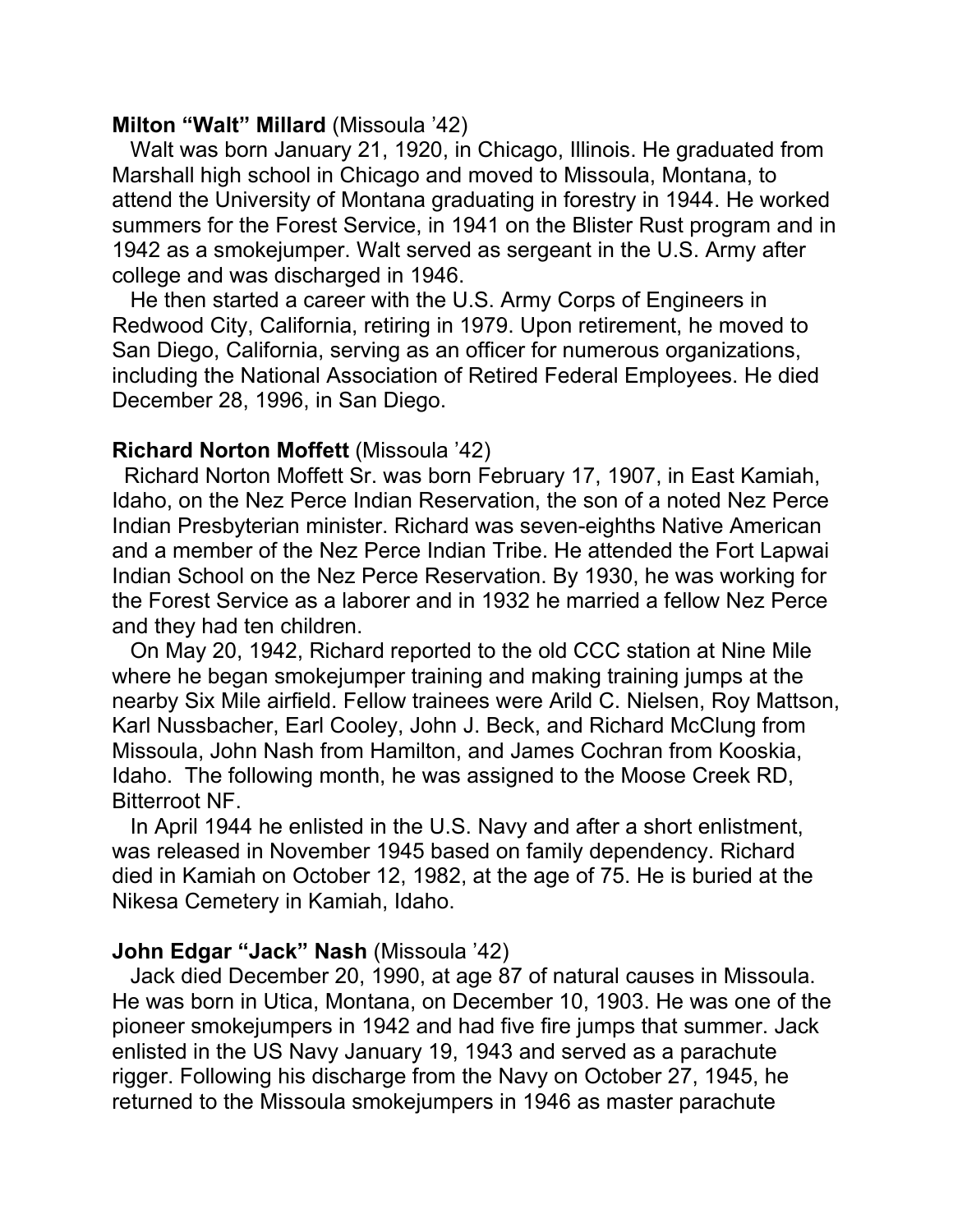**Milton "Walt" Millard** (Missoula '42)

Walt was born January 21, 1920, in Chicago, Illinois. He graduated from Marshall high school in Chicago and moved to Missoula, Montana, to attend the University of Montana graduating in forestry in 1944. He worked summers for the Forest Service, in 1941 on the Blister Rust program and in 1942 as a smokejumper. Walt served as sergeant in the U.S. Army after college and was discharged in 1946.

He then started a career with the U.S. Army Corps of Engineers in Redwood City, California, retiring in 1979. Upon retirement, he moved to San Diego, California, serving as an officer for numerous organizations, including the National Association of Retired Federal Employees. He died December 28, 1996, in San Diego.

**Richard Norton Moffett** (Missoula '42)

Richard Norton Moffett Sr. was born February 17, 1907, in East Kamiah, Idaho, on the Nez Perce Indian Reservation, the son of a noted Nez Perce Indian Presbyterian minister. Richard was seven-eighths Native American and a member of the Nez Perce Indian Tribe. He attended the Fort Lapwai Indian School on the Nez Perce Reservation. By 1930, he was working for the Forest Service as a laborer and in 1932 he married a fellow Nez Perce and they had ten children.

On May 20, 1942, Richard reported to the old CCC station at Nine Mile where he began smokejumper training and making training jumps at the nearby Six Mile airfield. Fellow trainees were Arild C. Nielsen, Roy Mattson, Karl Nussbacher, Earl Cooley, John J. Beck, and Richard McClung from Missoula, John Nash from Hamilton, and James Cochran from Kooskia, Idaho. The following month, he was assigned to the Moose Creek RD, Bitterroot NF.

In April 1944 he enlisted in the U.S. Navy and after a short enlistment, was released in November 1945 based on family dependency. Richard died in Kamiah on October 12, 1982, at the age of 75. He is buried at the Nikesa Cemetery in Kamiah, Idaho.

**John Edgar "Jack" Nash** (Missoula '42)

Jack died December 20, 1990, at age 87 of natural causes in Missoula. He was born in Utica, Montana, on December 10, 1903. He was one of the pioneer smokejumpers in 1942 and had five fire jumps that summer. Jack enlisted in the US Navy January 19, 1943 and served as a parachute rigger. Following his discharge from the Navy on October 27, 1945, he returned to the Missoula smokejumpers in 1946 as master parachute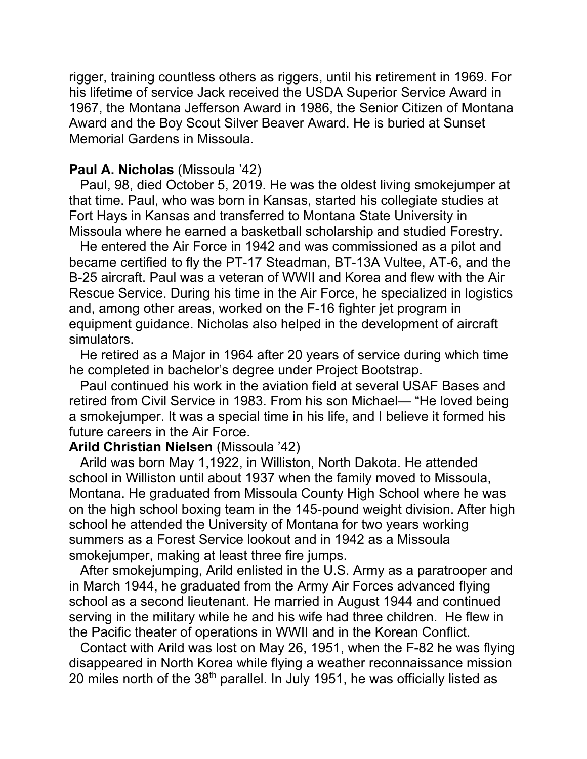rigger, training countless others as riggers, until his retirement in 1969. For his lifetime of service Jack received the USDA Superior Service Award in 1967, the Montana Jefferson Award in 1986, the Senior Citizen of Montana Award and the Boy Scout Silver Beaver Award. He is buried at Sunset Memorial Gardens in Missoula.

**Paul A. Nicholas** (Missoula '42)

Paul, 98, died October 5, 2019. He was the oldest living smokejumper at that time. Paul, who was born in Kansas, started his collegiate studies at Fort Hays in Kansas and transferred to Montana State University in Missoula where he earned a basketball scholarship and studied Forestry.

He entered the Air Force in 1942 and was commissioned as a pilot and became certified to fly the PT-17 Steadman, BT-13A Vultee, AT-6, and the B-25 aircraft. Paul was a veteran of WWII and Korea and flew with the Air Rescue Service. During his time in the Air Force, he specialized in logistics and, among other areas, worked on the F-16 fighter jet program in equipment guidance. Nicholas also helped in the development of aircraft simulators.

He retired as a Major in 1964 after 20 years of service during which time he completed in bachelor's degree under Project Bootstrap.

Paul continued his work in the aviation field at several USAF Bases and retired from Civil Service in 1983. From his son Michael— "He loved being a smokejumper. It was a special time in his life, and I believe it formed his future careers in the Air Force.

**Arild Christian Nielsen** (Missoula '42)

Arild was born May 1,1922, in Williston, North Dakota. He attended school in Williston until about 1937 when the family moved to Missoula, Montana. He graduated from Missoula County High School where he was on the high school boxing team in the 145-pound weight division. After high school he attended the University of Montana for two years working summers as a Forest Service lookout and in 1942 as a Missoula smokejumper, making at least three fire jumps.

After smokejumping, Arild enlisted in the U.S. Army as a paratrooper and in March 1944, he graduated from the Army Air Forces advanced flying school as a second lieutenant. He married in August 1944 and continued serving in the military while he and his wife had three children. He flew in the Pacific theater of operations in WWII and in the Korean Conflict.

Contact with Arild was lost on May 26, 1951, when the F-82 he was flying disappeared in North Korea while flying a weather reconnaissance mission 20 miles north of the 38th parallel. In July 1951, he was officially listed as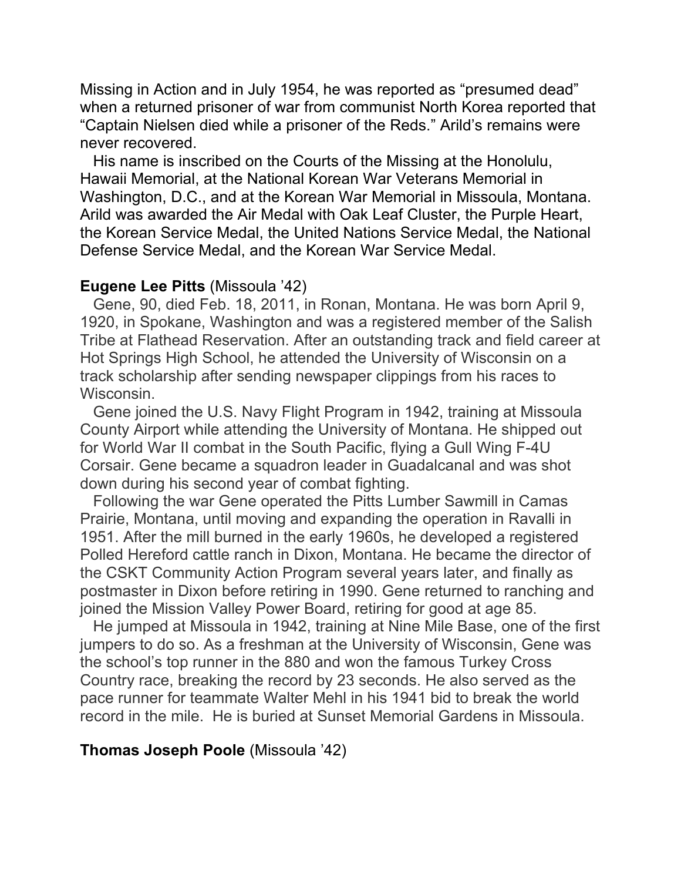Missing in Action and in July 1954, he was reported as “presumed dead” when a returned prisoner of war from communist North Korea reported that “Captain Nielsen died while a prisoner of the Reds.” Arild’s remains were never recovered.

His name is inscribed on the Courts of the Missing at the Honolulu, Hawaii Memorial, at the National Korean War Veterans Memorial in Washington, D.C., and at the Korean War Memorial in Missoula, Montana. Arild was awarded the Air Medal with Oak Leaf Cluster, the Purple Heart, the Korean Service Medal, the United Nations Service Medal, the National Defense Service Medal, and the Korean War Service Medal.

**Eugene Lee Pitts** (Missoula ’42)

Gene, 90, died Feb. 18, 2011, in Ronan, Montana. He was born April 9, 1920, in Spokane, Washington and was a registered member of the Salish Tribe at Flathead Reservation. After an outstanding track and field career at Hot Springs High School, he attended the University of Wisconsin on a track scholarship after sending newspaper clippings from his races to Wisconsin.

Gene joined the U.S. Navy Flight Program in 1942, training at Missoula County Airport while attending the University of Montana. He shipped out for World War II combat in the South Pacific, flying a Gull Wing F-4U Corsair. Gene became a squadron leader in Guadalcanal and was shot down during his second year of combat fighting.

Following the war Gene operated the Pitts Lumber Sawmill in Camas Prairie, Montana, until moving and expanding the operation in Ravalli in 1951. After the mill burned in the early 1960s, he developed a registered Polled Hereford cattle ranch in Dixon, Montana. He became the director of the CSKT Community Action Program several years later, and finally as postmaster in Dixon before retiring in 1990. Gene returned to ranching and joined the Mission Valley Power Board, retiring for good at age 85.

He jumped at Missoula in 1942, training at Nine Mile Base, one of the first jumpers to do so. As a freshman at the University of Wisconsin, Gene was the school’s top runner in the 880 and won the famous Turkey Cross Country race, breaking the record by 23 seconds. He also served as the pace runner for teammate Walter Mehl in his 1941 bid to break the world record in the mile. He is buried at Sunset Memorial Gardens in Missoula.

**Thomas Joseph Poole** (Missoula ’42)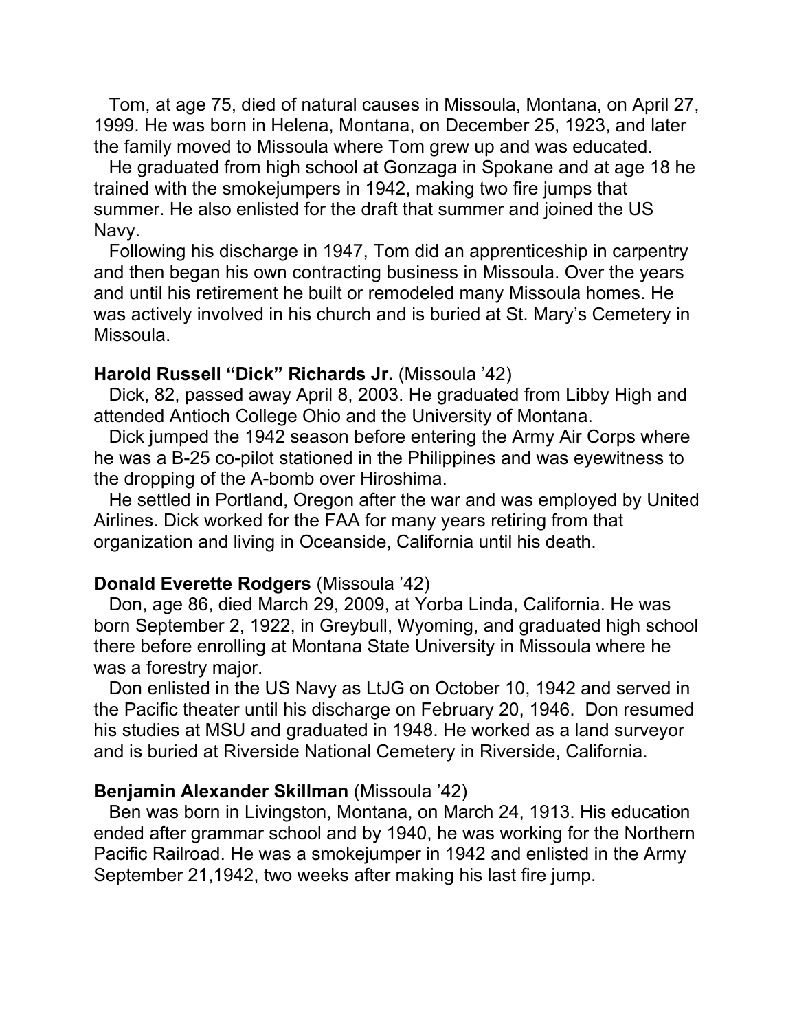Tom, at age 75, died of natural causes in Missoula, Montana, on April 27, 1999. He was born in Helena, Montana, on December 25, 1923, and later the family moved to Missoula where Tom grew up and was educated.

He graduated from high school at Gonzaga in Spokane and at age 18 he trained with the smokejumpers in 1942, making two fire jumps that summer. He also enlisted for the draft that summer and joined the US Navy.

Following his discharge in 1947, Tom did an apprenticeship in carpentry and then began his own contracting business in Missoula. Over the years and until his retirement he built or remodeled many Missoula homes. He was actively involved in his church and is buried at St. Mary's Cemetery in Missoula.

**Harold Russell "Dick" Richards Jr.** (Missoula '42)

Dick, 82, passed away April 8, 2003. He graduated from Libby High and attended Antioch College Ohio and the University of Montana.

Dick jumped the 1942 season before entering the Army Air Corps where he was a B-25 co-pilot stationed in the Philippines and was eyewitness to the dropping of the A-bomb over Hiroshima.

He settled in Portland, Oregon after the war and was employed by United Airlines. Dick worked for the FAA for many years retiring from that organization and living in Oceanside, California until his death.

**Donald Everette Rodgers** (Missoula '42)

Don, age 86, died March 29, 2009, at Yorba Linda, California. He was born September 2, 1922, in Greybull, Wyoming, and graduated high school there before enrolling at Montana State University in Missoula where he was a forestry major.

Don enlisted in the US Navy as LtJG on October 10, 1942 and served in the Pacific theater until his discharge on February 20, 1946. Don resumed his studies at MSU and graduated in 1948. He worked as a land surveyor and is buried at Riverside National Cemetery in Riverside, California.

**Benjamin Alexander Skillman** (Missoula '42)

Ben was born in Livingston, Montana, on March 24, 1913. His education ended after grammar school and by 1940, he was working for the Northern Pacific Railroad. He was a smokejumper in 1942 and enlisted in the Army September 21,1942, two weeks after making his last fire jump.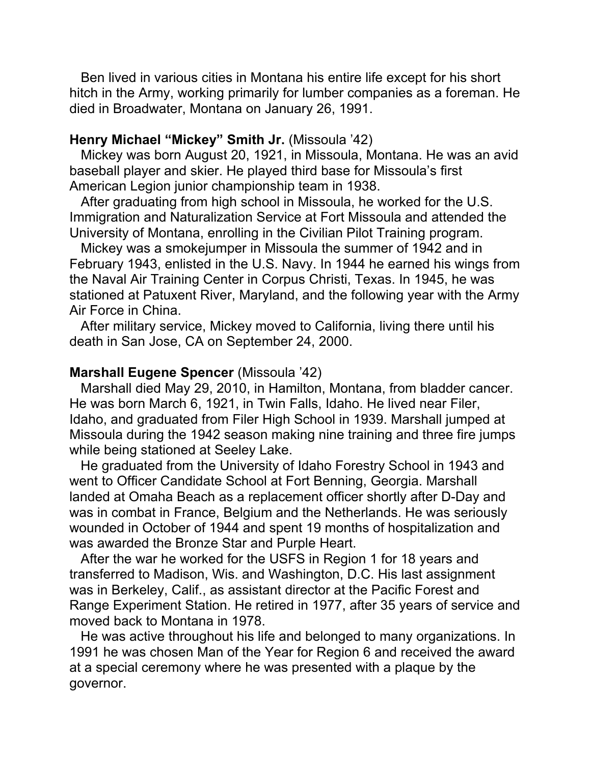Ben lived in various cities in Montana his entire life except for his short hitch in the Army, working primarily for lumber companies as a foreman. He died in Broadwater, Montana on January 26, 1991.

**Henry Michael "Mickey" Smith Jr.** (Missoula '42)

Mickey was born August 20, 1921, in Missoula, Montana. He was an avid baseball player and skier. He played third base for Missoula's first American Legion junior championship team in 1938.

After graduating from high school in Missoula, he worked for the U.S. Immigration and Naturalization Service at Fort Missoula and attended the University of Montana, enrolling in the Civilian Pilot Training program.

Mickey was a smokejumper in Missoula the summer of 1942 and in February 1943, enlisted in the U.S. Navy. In 1944 he earned his wings from the Naval Air Training Center in Corpus Christi, Texas. In 1945, he was stationed at Patuxent River, Maryland, and the following year with the Army Air Force in China.

After military service, Mickey moved to California, living there until his death in San Jose, CA on September 24, 2000.

**Marshall Eugene Spencer** (Missoula '42)

Marshall died May 29, 2010, in Hamilton, Montana, from bladder cancer. He was born March 6, 1921, in Twin Falls, Idaho. He lived near Filer, Idaho, and graduated from Filer High School in 1939. Marshall jumped at Missoula during the 1942 season making nine training and three fire jumps while being stationed at Seeley Lake.

He graduated from the University of Idaho Forestry School in 1943 and went to Officer Candidate School at Fort Benning, Georgia. Marshall landed at Omaha Beach as a replacement officer shortly after D-Day and was in combat in France, Belgium and the Netherlands. He was seriously wounded in October of 1944 and spent 19 months of hospitalization and was awarded the Bronze Star and Purple Heart.

After the war he worked for the USFS in Region 1 for 18 years and transferred to Madison, Wis. and Washington, D.C. His last assignment was in Berkeley, Calif., as assistant director at the Pacific Forest and Range Experiment Station. He retired in 1977, after 35 years of service and moved back to Montana in 1978.

He was active throughout his life and belonged to many organizations. In 1991 he was chosen Man of the Year for Region 6 and received the award at a special ceremony where he was presented with a plaque by the governor.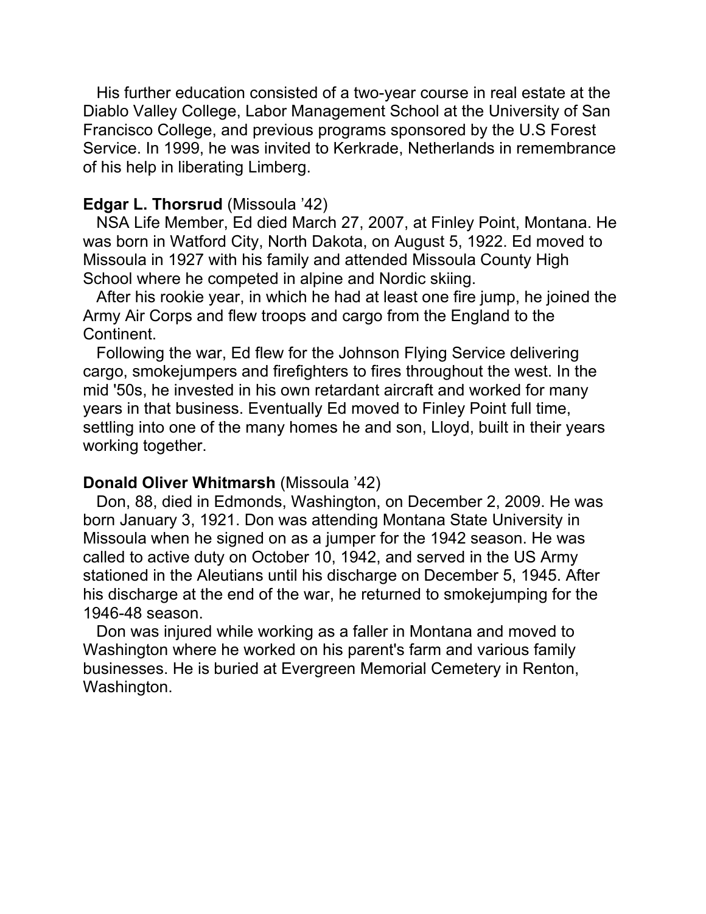His further education consisted of a two-year course in real estate at the Diablo Valley College, Labor Management School at the University of San Francisco College, and previous programs sponsored by the U.S Forest Service. In 1999, he was invited to Kerkrade, Netherlands in remembrance of his help in liberating Limberg.

**Edgar L. Thorsrud** (Missoula '42)

NSA Life Member, Ed died March 27, 2007, at Finley Point, Montana. He was born in Watford City, North Dakota, on August 5, 1922. Ed moved to Missoula in 1927 with his family and attended Missoula County High School where he competed in alpine and Nordic skiing.

After his rookie year, in which he had at least one fire jump, he joined the Army Air Corps and flew troops and cargo from the England to the Continent.

Following the war, Ed flew for the Johnson Flying Service delivering cargo, smokejumpers and firefighters to fires throughout the west. In the mid '50s, he invested in his own retardant aircraft and worked for many years in that business. Eventually Ed moved to Finley Point full time, settling into one of the many homes he and son, Lloyd, built in their years working together.

**Donald Oliver Whitmarsh** (Missoula '42)

Don, 88, died in Edmonds, Washington, on December 2, 2009. He was born January 3, 1921. Don was attending Montana State University in Missoula when he signed on as a jumper for the 1942 season. He was called to active duty on October 10, 1942, and served in the US Army stationed in the Aleutians until his discharge on December 5, 1945. After his discharge at the end of the war, he returned to smokejumping for the 1946-48 season.

Don was injured while working as a faller in Montana and moved to Washington where he worked on his parent's farm and various family businesses. He is buried at Evergreen Memorial Cemetery in Renton, Washington.